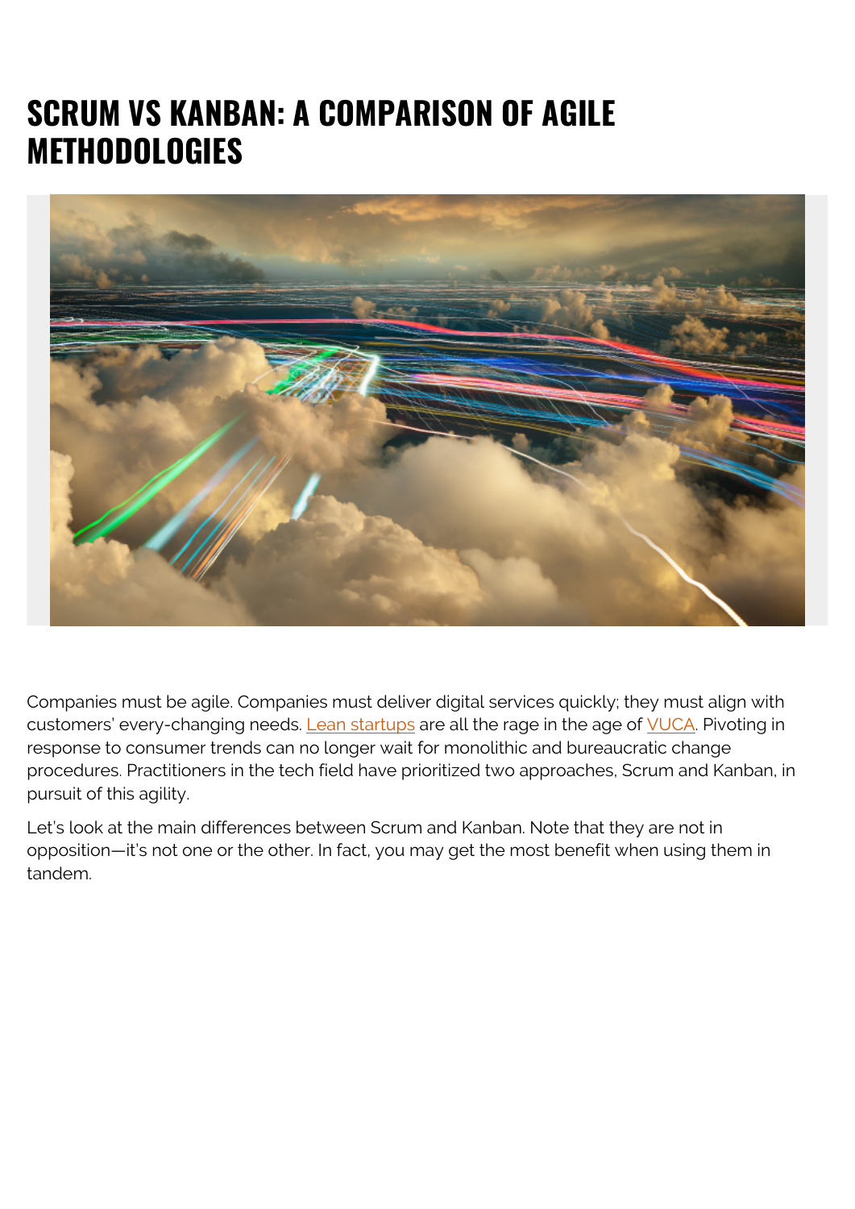# SCRUM VS KANBAN: A COMPARISON OF AGILE METHODOLOGIES

Companies must be agile. Companies must deliver digital services quickly; they must align with customers' every-changing needs. Lean startups are all the rage in the age of VUCA. Pivoting in response to consumer trends can no longer wait for monolithic and bureaucratic change procedures. Practitioners in the tech field have prioritized two approaches, Scrum and Kanban, in pursuit of this agility.

Let's look at the main differences between Scrum and Kanban. Note that they are not in opposition—it's not one or the other. In fact, you may get the most benefit when using them in tandem.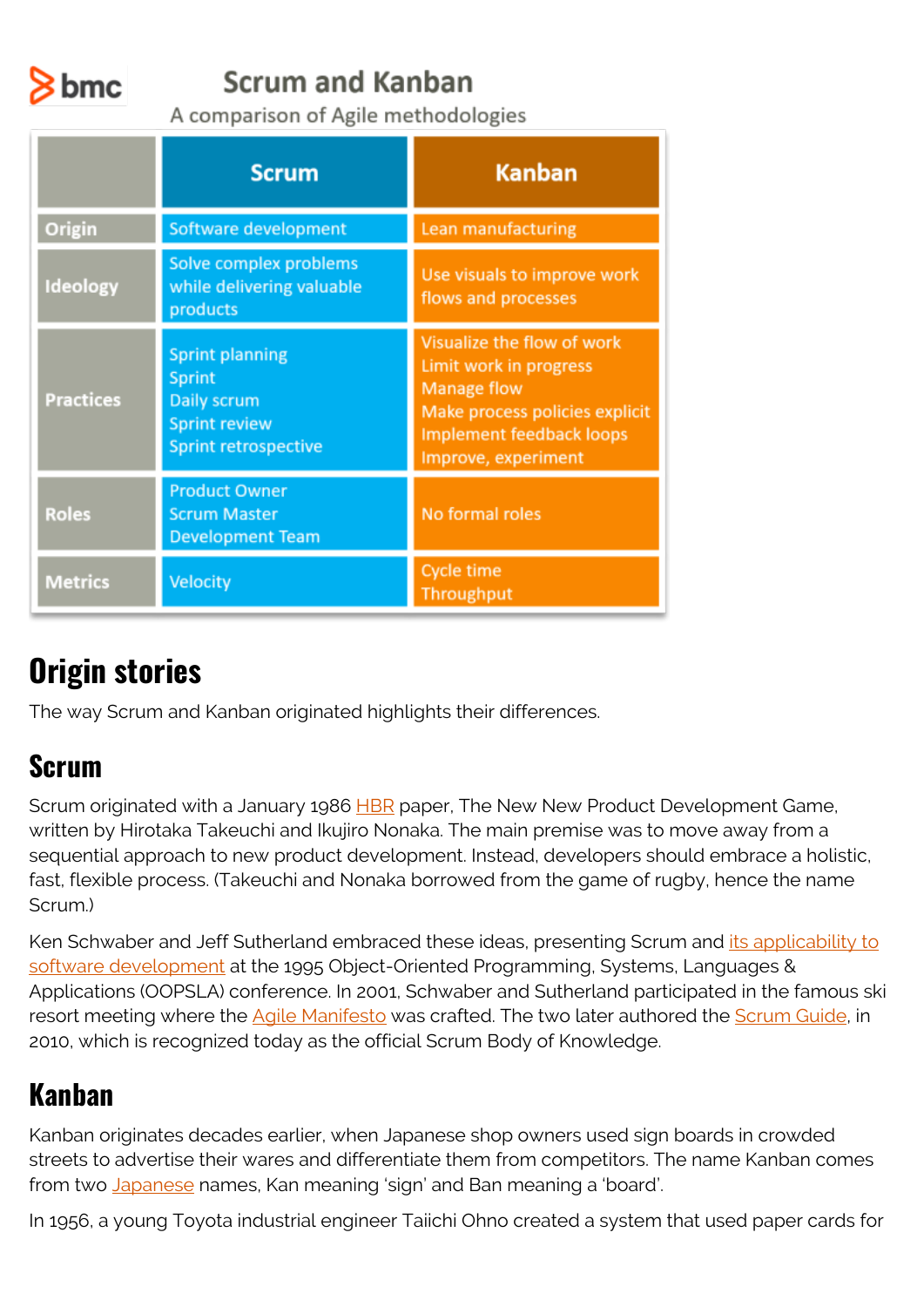# Scrum and Kanban

A comparison of Agile methodologies

| | Scrum | Kanban |
|---|---|---|
| Origin | Software development | Lean manufacturing |
| Ideology | Solve complex problems while delivering valuable products | Use visuals to improve work flows and processes |
| Practices | Sprint planning<br>Sprint<br>Daily scrum<br>Sprint review<br>Sprint retrospective | Visualize the flow of work<br>Limit work in progress<br>Manage flow<br>Make process policies explicit<br>Implement feedback loops<br>Improve, experiment |
| Roles | Product Owner<br>Scrum Master<br>Development Team | No formal roles |
| Metrics | Velocity | Cycle time<br>Throughput |

## Origin stories

The way Scrum and Kanban originated highlights their differences.

### Scrum

Scrum originated with a January 1986 HBR paper, The New New Product Development Game, written by Hirotaka Takeuchi and Ikujiro Nonaka. The main premise was to move away from a sequential approach to new product development. Instead, developers should embrace a holistic, fast, flexible process. (Takeuchi and Nonaka borrowed from the game of rugby, hence the name Scrum.)

Ken Schwaber and Jeff Sutherland embraced these ideas, presenting Scrum and its applicability to software development at the 1995 Object-Oriented Programming, Systems, Languages & Applications (OOPSLA) conference. In 2001, Schwaber and Sutherland participated in the famous ski resort meeting where the Agile Manifesto was crafted. The two later authored the Scrum Guide, in 2010, which is recognized today as the official Scrum Body of Knowledge.

### Kanban

Kanban originates decades earlier, when Japanese shop owners used sign boards in crowded streets to advertise their wares and differentiate them from competitors. The name Kanban comes from two Japanese names, Kan meaning 'sign' and Ban meaning a 'board'.

In 1956, a young Toyota industrial engineer Taiichi Ohno created a system that used paper cards for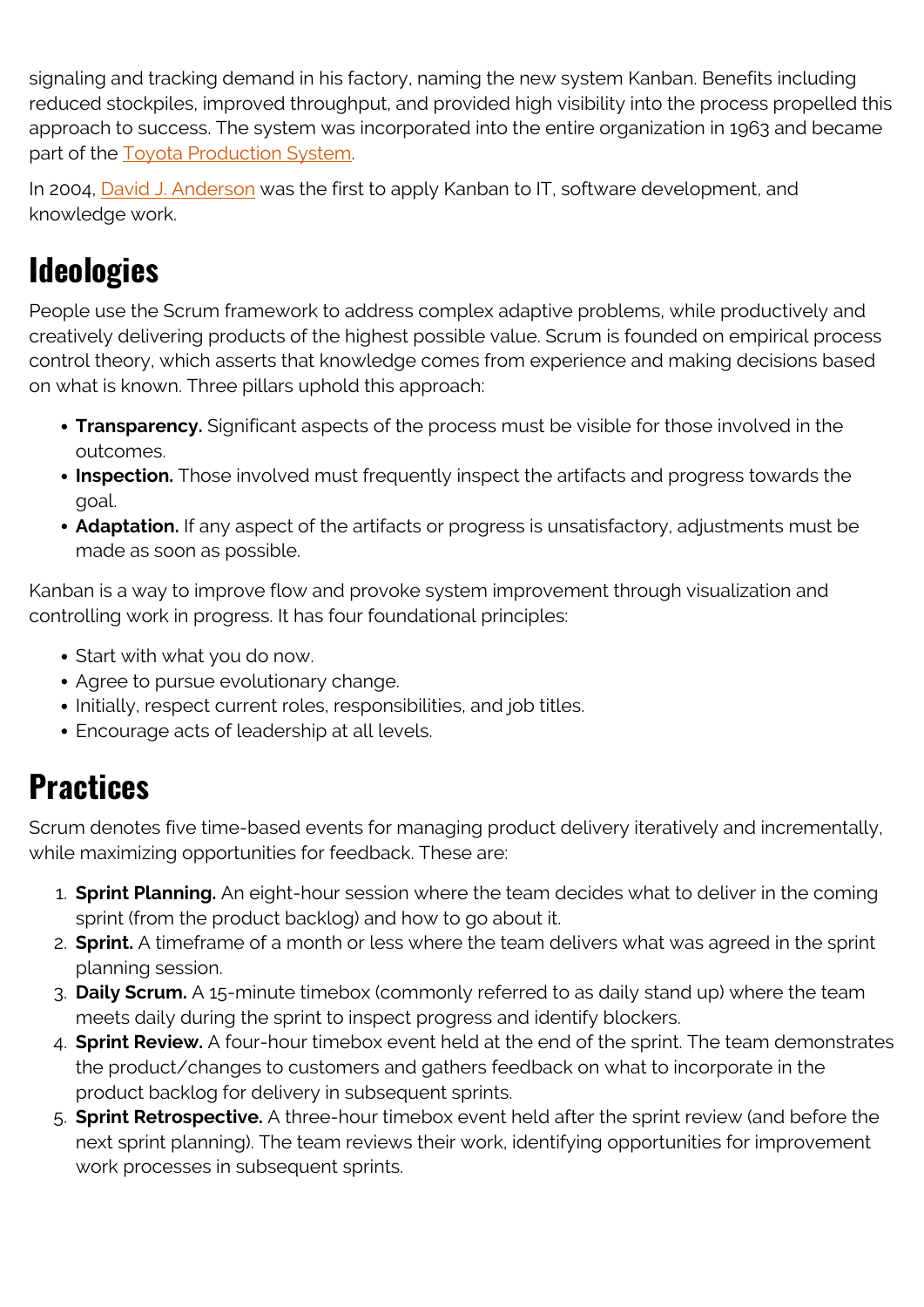signaling and tracking demand in his factory, naming the new system Kanban. Benefits including reduced stockpiles, improved throughput, and provided high visibility into the process propelled this approach to success. The system was incorporated into the entire organization in 1963 and became part of the Toyota Production System.

In 2004, David J. Anderson was the first to apply Kanban to IT, software development, and knowledge work.

## Ideologies

People use the Scrum framework to address complex adaptive problems, while productively and creatively delivering products of the highest possible value. Scrum is founded on empirical process control theory, which asserts that knowledge comes from experience and making decisions based on what is known. Three pillars uphold this approach:

- **Transparency.** Significant aspects of the process must be visible for those involved in the outcomes.
- **Inspection.** Those involved must frequently inspect the artifacts and progress towards the goal.
- **Adaptation.** If any aspect of the artifacts or progress is unsatisfactory, adjustments must be made as soon as possible.

Kanban is a way to improve flow and provoke system improvement through visualization and controlling work in progress. It has four foundational principles:

- Start with what you do now.
- Agree to pursue evolutionary change.
- Initially, respect current roles, responsibilities, and job titles.
- Encourage acts of leadership at all levels.

## Practices

Scrum denotes five time-based events for managing product delivery iteratively and incrementally, while maximizing opportunities for feedback. These are:

1. **Sprint Planning.** An eight-hour session where the team decides what to deliver in the coming sprint (from the product backlog) and how to go about it.
2. **Sprint.** A timeframe of a month or less where the team delivers what was agreed in the sprint planning session.
3. **Daily Scrum.** A 15-minute timebox (commonly referred to as daily stand up) where the team meets daily during the sprint to inspect progress and identify blockers.
4. **Sprint Review.** A four-hour timebox event held at the end of the sprint. The team demonstrates the product/changes to customers and gathers feedback on what to incorporate in the product backlog for delivery in subsequent sprints.
5. **Sprint Retrospective.** A three-hour timebox event held after the sprint review (and before the next sprint planning). The team reviews their work, identifying opportunities for improvement work processes in subsequent sprints.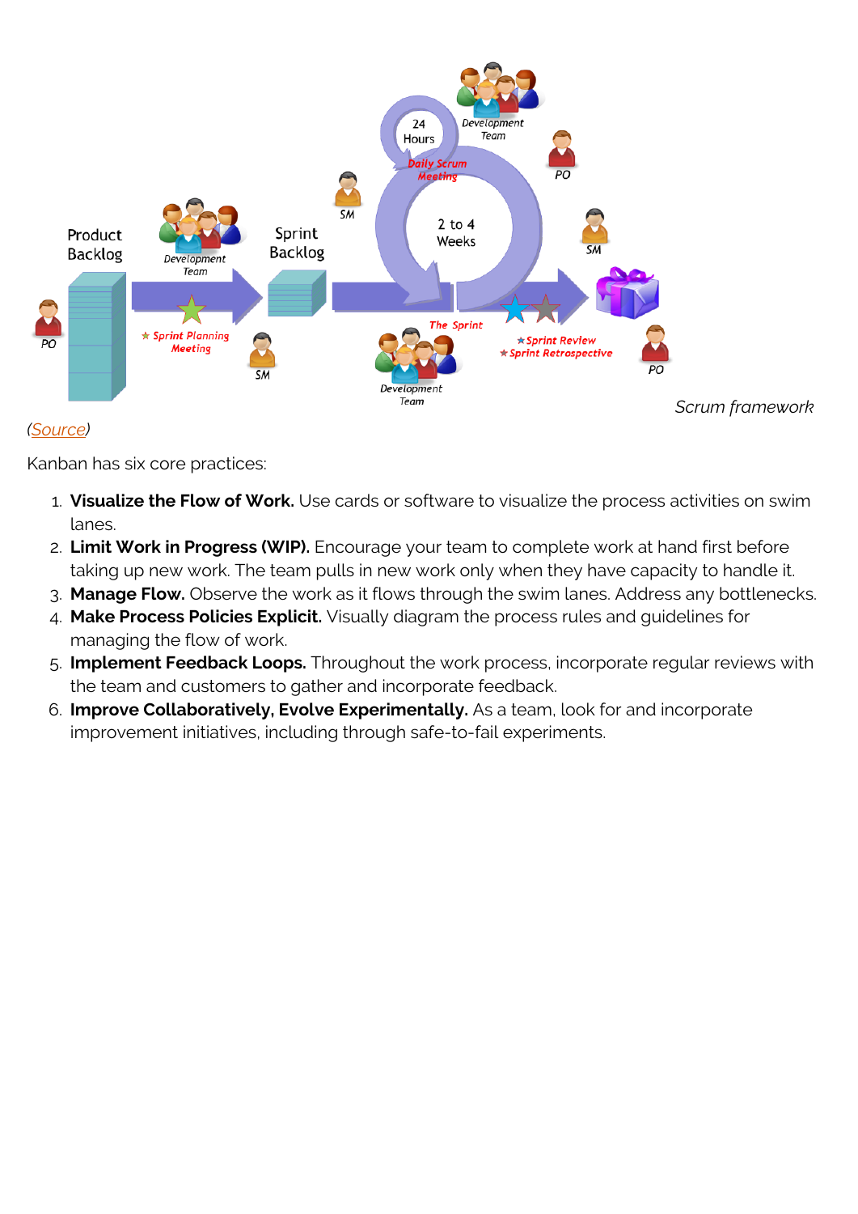*Scrum framework*

*(Source)*

Kanban has six core practices:

1. **Visualize the Flow of Work.** Use cards or software to visualize the process activities on swim lanes.
2. **Limit Work in Progress (WIP).** Encourage your team to complete work at hand first before taking up new work. The team pulls in new work only when they have capacity to handle it.
3. **Manage Flow.** Observe the work as it flows through the swim lanes. Address any bottlenecks.
4. **Make Process Policies Explicit.** Visually diagram the process rules and guidelines for managing the flow of work.
5. **Implement Feedback Loops.** Throughout the work process, incorporate regular reviews with the team and customers to gather and incorporate feedback.
6. **Improve Collaboratively, Evolve Experimentally.** As a team, look for and incorporate improvement initiatives, including through safe-to-fail experiments.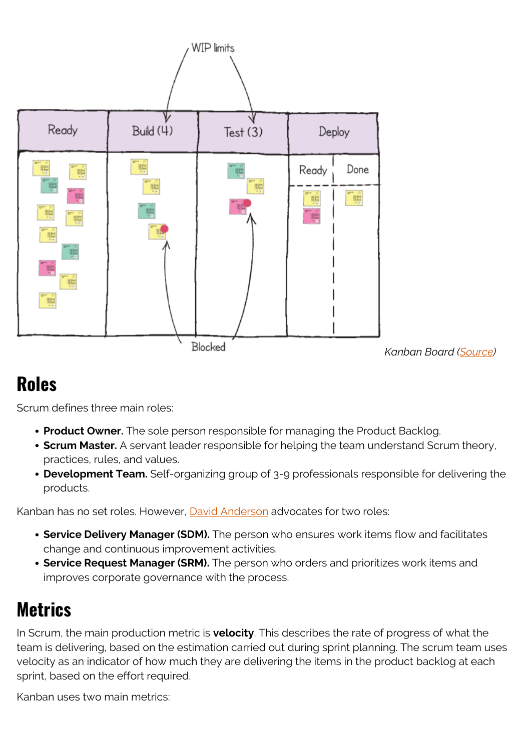*Kanban Board (Source)*

## Roles

Scrum defines three main roles:

- **Product Owner.** The sole person responsible for managing the Product Backlog.
- **Scrum Master.** A servant leader responsible for helping the team understand Scrum theory, practices, rules, and values.
- **Development Team.** Self-organizing group of 3-9 professionals responsible for delivering the products.

Kanban has no set roles. However, David Anderson advocates for two roles:

- **Service Delivery Manager (SDM).** The person who ensures work items flow and facilitates change and continuous improvement activities.
- **Service Request Manager (SRM).** The person who orders and prioritizes work items and improves corporate governance with the process.

## Metrics

In Scrum, the main production metric is **velocity**. This describes the rate of progress of what the team is delivering, based on the estimation carried out during sprint planning. The scrum team uses velocity as an indicator of how much they are delivering the items in the product backlog at each sprint, based on the effort required.

Kanban uses two main metrics: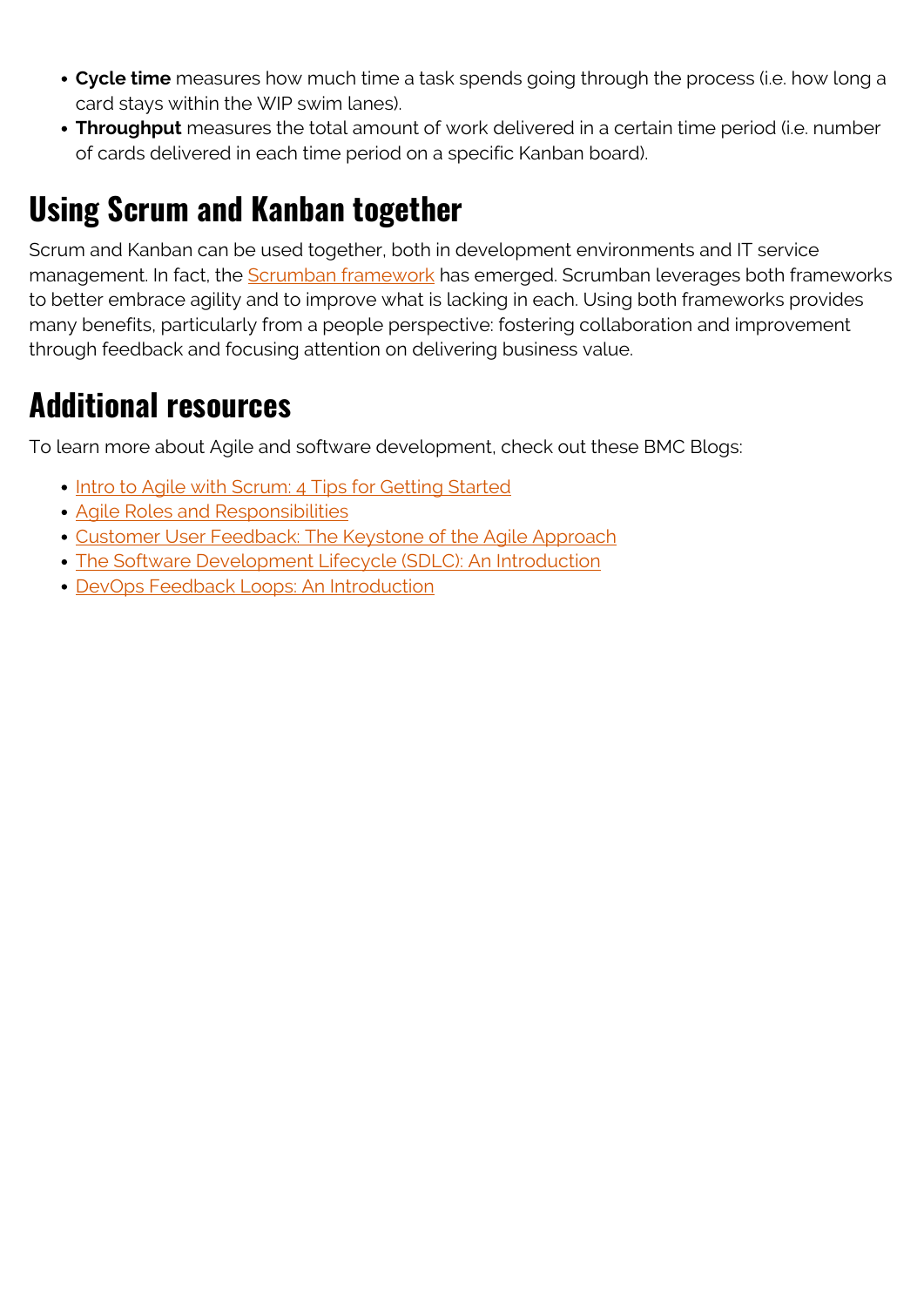- **Cycle time** measures how much time a task spends going through the process (i.e. how long a card stays within the WIP swim lanes).
- **Throughput** measures the total amount of work delivered in a certain time period (i.e. number of cards delivered in each time period on a specific Kanban board).

## Using Scrum and Kanban together

Scrum and Kanban can be used together, both in development environments and IT service management. In fact, the Scrumban framework has emerged. Scrumban leverages both frameworks to better embrace agility and to improve what is lacking in each. Using both frameworks provides many benefits, particularly from a people perspective: fostering collaboration and improvement through feedback and focusing attention on delivering business value.

## Additional resources

To learn more about Agile and software development, check out these BMC Blogs:

- Intro to Agile with Scrum: 4 Tips for Getting Started
- Agile Roles and Responsibilities
- Customer User Feedback: The Keystone of the Agile Approach
- The Software Development Lifecycle (SDLC): An Introduction
- DevOps Feedback Loops: An Introduction